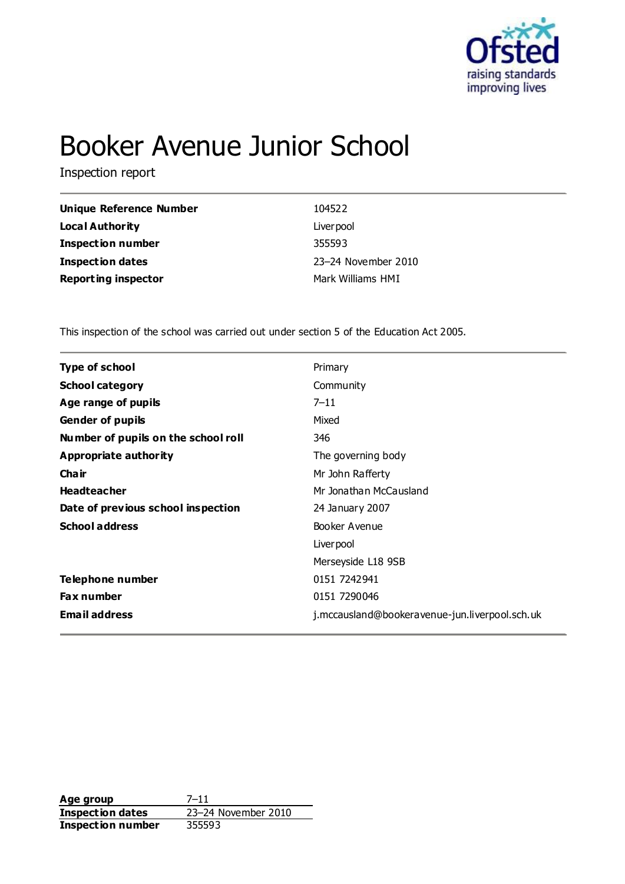# Booker Avenue Junior School

Inspection report

| | |
|---|---|
| **Unique Reference Number** | 104522 |
| **Local Authority** | Liverpool |
| **Inspection number** | 355593 |
| **Inspection dates** | 23–24 November 2010 |
| **Reporting inspector** | Mark Williams HMI |

This inspection of the school was carried out under section 5 of the Education Act 2005.

| | |
|---|---|
| **Type of school** | Primary |
| **School category** | Community |
| **Age range of pupils** | 7–11 |
| **Gender of pupils** | Mixed |
| **Number of pupils on the school roll** | 346 |
| **Appropriate authority** | The governing body |
| **Chair** | Mr John Rafferty |
| **Headteacher** | Mr Jonathan McCausland |
| **Date of previous school inspection** | 24 January 2007 |
| **School address** | Booker Avenue<br>Liverpool<br>Merseyside L18 9SB |
| **Telephone number** | 0151 7242941 |
| **Fax number** | 0151 7290046 |
| **Email address** | j.mccausland@bookeravenue-jun.liverpool.sch.uk |

| | |
|---|---|
| **Age group** | 7–11 |
| **Inspection dates** | 23–24 November 2010 |
| **Inspection number** | 355593 |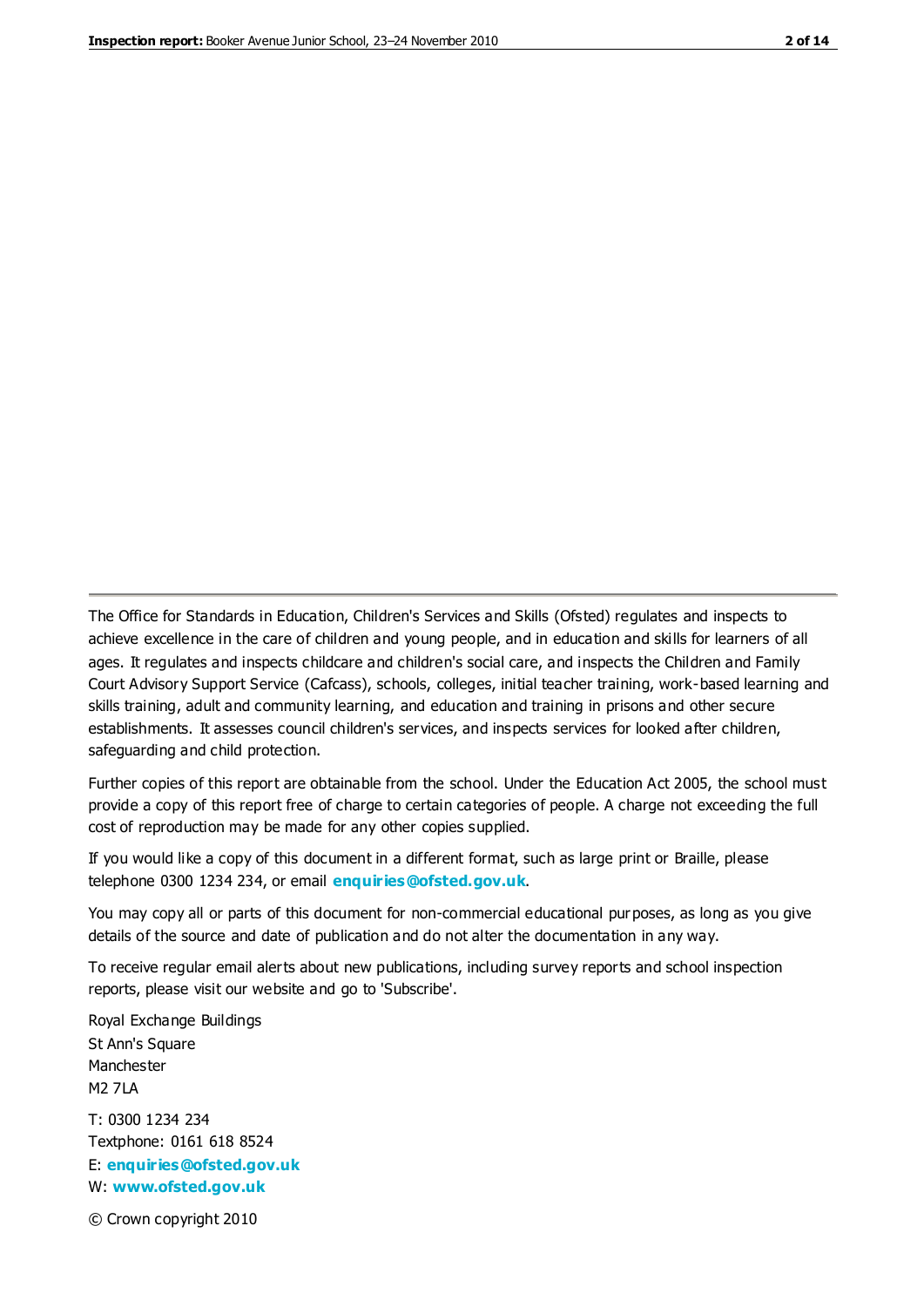The Office for Standards in Education, Children's Services and Skills (Ofsted) regulates and inspects to achieve excellence in the care of children and young people, and in education and skills for learners of all ages. It regulates and inspects childcare and children's social care, and inspects the Children and Family Court Advisory Support Service (Cafcass), schools, colleges, initial teacher training, work-based learning and skills training, adult and community learning, and education and training in prisons and other secure establishments. It assesses council children's services, and inspects services for looked after children, safeguarding and child protection.

Further copies of this report are obtainable from the school. Under the Education Act 2005, the school must provide a copy of this report free of charge to certain categories of people. A charge not exceeding the full cost of reproduction may be made for any other copies supplied.

If you would like a copy of this document in a different format, such as large print or Braille, please telephone 0300 1234 234, or email **enquiries@ofsted.gov.uk**.

You may copy all or parts of this document for non-commercial educational purposes, as long as you give details of the source and date of publication and do not alter the documentation in any way.

To receive regular email alerts about new publications, including survey reports and school inspection reports, please visit our website and go to 'Subscribe'.

Royal Exchange Buildings
St Ann's Square
Manchester
M2 7LA

T: 0300 1234 234
Textphone: 0161 618 8524
E: **enquiries@ofsted.gov.uk**
W: **www.ofsted.gov.uk**

© Crown copyright 2010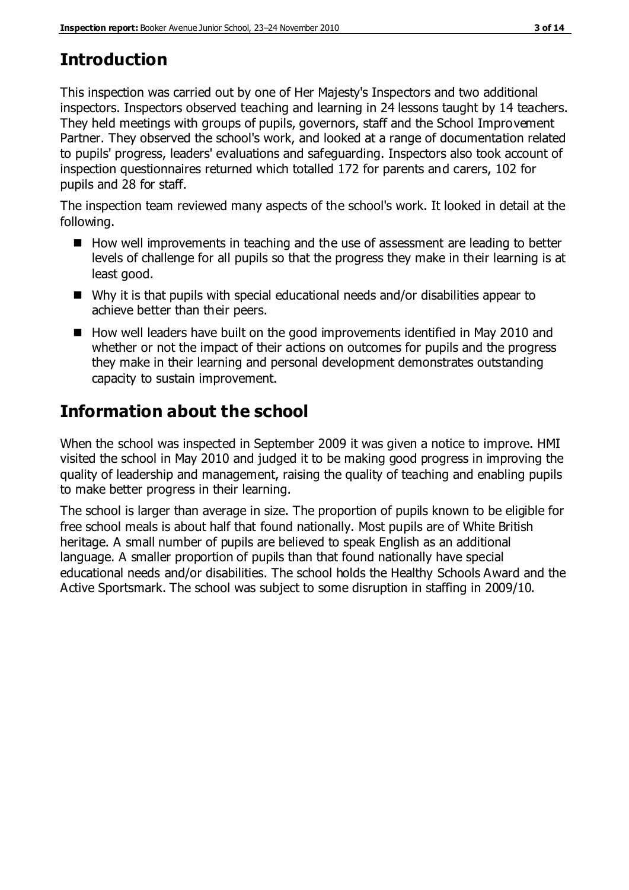## Introduction

This inspection was carried out by one of Her Majesty's Inspectors and two additional inspectors. Inspectors observed teaching and learning in 24 lessons taught by 14 teachers. They held meetings with groups of pupils, governors, staff and the School Improvement Partner. They observed the school's work, and looked at a range of documentation related to pupils' progress, leaders' evaluations and safeguarding. Inspectors also took account of inspection questionnaires returned which totalled 172 for parents and carers, 102 for pupils and 28 for staff.

The inspection team reviewed many aspects of the school's work. It looked in detail at the following.

- How well improvements in teaching and the use of assessment are leading to better levels of challenge for all pupils so that the progress they make in their learning is at least good.
- Why it is that pupils with special educational needs and/or disabilities appear to achieve better than their peers.
- How well leaders have built on the good improvements identified in May 2010 and whether or not the impact of their actions on outcomes for pupils and the progress they make in their learning and personal development demonstrates outstanding capacity to sustain improvement.

## Information about the school

When the school was inspected in September 2009 it was given a notice to improve. HMI visited the school in May 2010 and judged it to be making good progress in improving the quality of leadership and management, raising the quality of teaching and enabling pupils to make better progress in their learning.

The school is larger than average in size. The proportion of pupils known to be eligible for free school meals is about half that found nationally. Most pupils are of White British heritage. A small number of pupils are believed to speak English as an additional language. A smaller proportion of pupils than that found nationally have special educational needs and/or disabilities. The school holds the Healthy Schools Award and the Active Sportsmark. The school was subject to some disruption in staffing in 2009/10.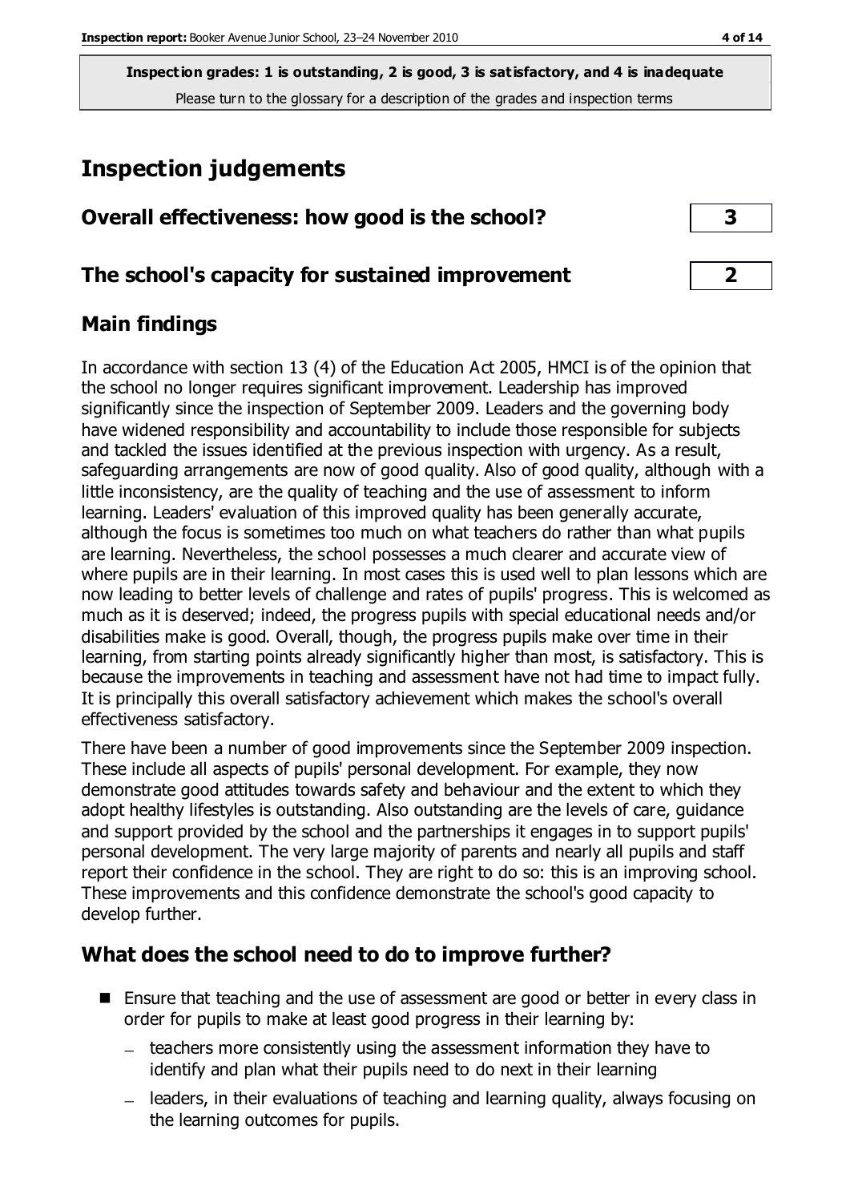**Inspection grades: 1 is outstanding, 2 is good, 3 is satisfactory, and 4 is inadequate**
Please turn to the glossary for a description of the grades and inspection terms

# Inspection judgements

| | |
|---|---|
| **Overall effectiveness: how good is the school?** | **3** |
| **The school's capacity for sustained improvement** | **2** |

## Main findings

In accordance with section 13 (4) of the Education Act 2005, HMCI is of the opinion that the school no longer requires significant improvement. Leadership has improved significantly since the inspection of September 2009. Leaders and the governing body have widened responsibility and accountability to include those responsible for subjects and tackled the issues identified at the previous inspection with urgency. As a result, safeguarding arrangements are now of good quality. Also of good quality, although with a little inconsistency, are the quality of teaching and the use of assessment to inform learning. Leaders' evaluation of this improved quality has been generally accurate, although the focus is sometimes too much on what teachers do rather than what pupils are learning. Nevertheless, the school possesses a much clearer and accurate view of where pupils are in their learning. In most cases this is used well to plan lessons which are now leading to better levels of challenge and rates of pupils' progress. This is welcomed as much as it is deserved; indeed, the progress pupils with special educational needs and/or disabilities make is good. Overall, though, the progress pupils make over time in their learning, from starting points already significantly higher than most, is satisfactory. This is because the improvements in teaching and assessment have not had time to impact fully. It is principally this overall satisfactory achievement which makes the school's overall effectiveness satisfactory.

There have been a number of good improvements since the September 2009 inspection. These include all aspects of pupils' personal development. For example, they now demonstrate good attitudes towards safety and behaviour and the extent to which they adopt healthy lifestyles is outstanding. Also outstanding are the levels of care, guidance and support provided by the school and the partnerships it engages in to support pupils' personal development. The very large majority of parents and nearly all pupils and staff report their confidence in the school. They are right to do so: this is an improving school. These improvements and this confidence demonstrate the school's good capacity to develop further.

## What does the school need to do to improve further?

- Ensure that teaching and the use of assessment are good or better in every class in order for pupils to make at least good progress in their learning by:
  - teachers more consistently using the assessment information they have to identify and plan what their pupils need to do next in their learning
  - leaders, in their evaluations of teaching and learning quality, always focusing on the learning outcomes for pupils.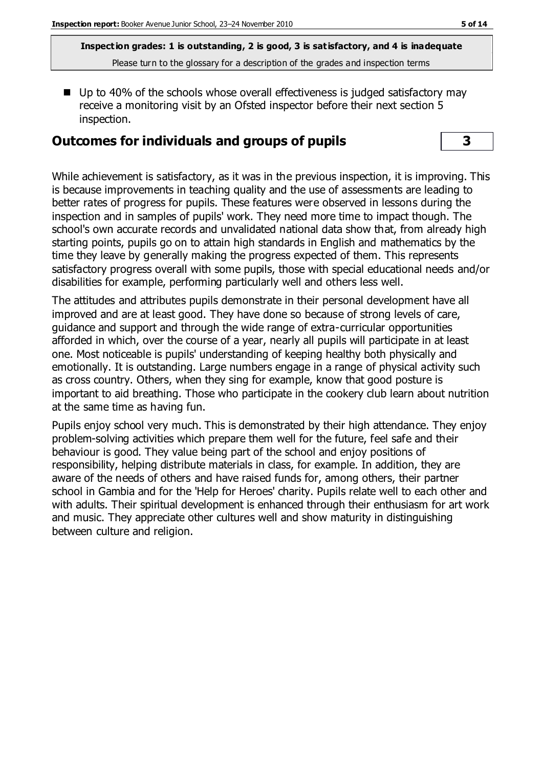**Inspection grades: 1 is outstanding, 2 is good, 3 is satisfactory, and 4 is inadequate**
Please turn to the glossary for a description of the grades and inspection terms

- Up to 40% of the schools whose overall effectiveness is judged satisfactory may receive a monitoring visit by an Ofsted inspector before their next section 5 inspection.

## Outcomes for individuals and groups of pupils — 3

While achievement is satisfactory, as it was in the previous inspection, it is improving. This is because improvements in teaching quality and the use of assessments are leading to better rates of progress for pupils. These features were observed in lessons during the inspection and in samples of pupils' work. They need more time to impact though. The school's own accurate records and unvalidated national data show that, from already high starting points, pupils go on to attain high standards in English and mathematics by the time they leave by generally making the progress expected of them. This represents satisfactory progress overall with some pupils, those with special educational needs and/or disabilities for example, performing particularly well and others less well.

The attitudes and attributes pupils demonstrate in their personal development have all improved and are at least good. They have done so because of strong levels of care, guidance and support and through the wide range of extra-curricular opportunities afforded in which, over the course of a year, nearly all pupils will participate in at least one. Most noticeable is pupils' understanding of keeping healthy both physically and emotionally. It is outstanding. Large numbers engage in a range of physical activity such as cross country. Others, when they sing for example, know that good posture is important to aid breathing. Those who participate in the cookery club learn about nutrition at the same time as having fun.

Pupils enjoy school very much. This is demonstrated by their high attendance. They enjoy problem-solving activities which prepare them well for the future, feel safe and their behaviour is good. They value being part of the school and enjoy positions of responsibility, helping distribute materials in class, for example. In addition, they are aware of the needs of others and have raised funds for, among others, their partner school in Gambia and for the 'Help for Heroes' charity. Pupils relate well to each other and with adults. Their spiritual development is enhanced through their enthusiasm for art work and music. They appreciate other cultures well and show maturity in distinguishing between culture and religion.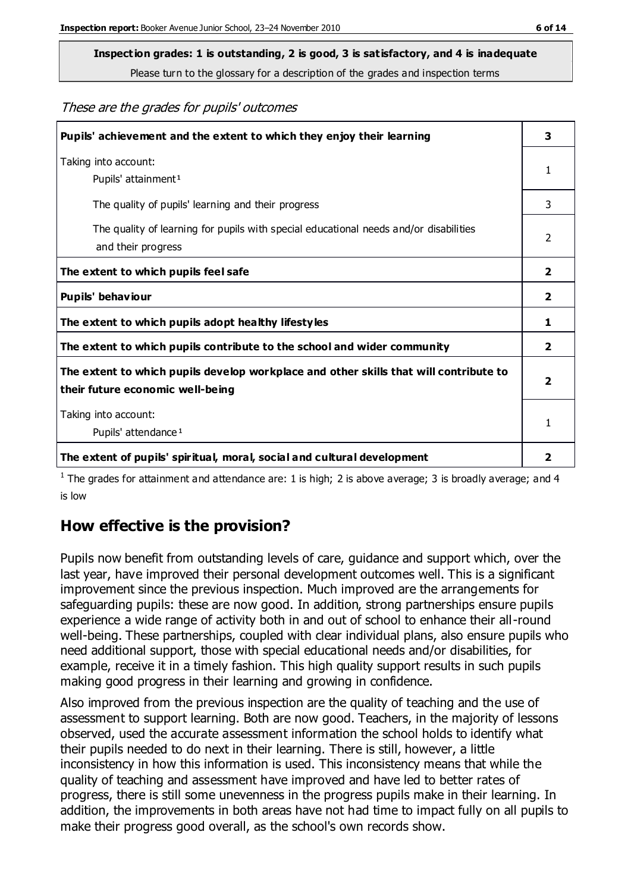**Inspection grades: 1 is outstanding, 2 is good, 3 is satisfactory, and 4 is inadequate**

Please turn to the glossary for a description of the grades and inspection terms

*These are the grades for pupils' outcomes*

| | |
|---|---|
| **Pupils' achievement and the extent to which they enjoy their learning** | **3** |
| Taking into account: Pupils' attainment[1] | 1 |
| The quality of pupils' learning and their progress | 3 |
| The quality of learning for pupils with special educational needs and/or disabilities and their progress | 2 |
| **The extent to which pupils feel safe** | **2** |
| **Pupils' behaviour** | **2** |
| **The extent to which pupils adopt healthy lifestyles** | **1** |
| **The extent to which pupils contribute to the school and wider community** | **2** |
| **The extent to which pupils develop workplace and other skills that will contribute to their future economic well-being** | **2** |
| Taking into account: Pupils' attendance[1] | 1 |
| **The extent of pupils' spiritual, moral, social and cultural development** | **2** |

[1] The grades for attainment and attendance are: 1 is high; 2 is above average; 3 is broadly average; and 4 is low

## How effective is the provision?

Pupils now benefit from outstanding levels of care, guidance and support which, over the last year, have improved their personal development outcomes well. This is a significant improvement since the previous inspection. Much improved are the arrangements for safeguarding pupils: these are now good. In addition, strong partnerships ensure pupils experience a wide range of activity both in and out of school to enhance their all-round well-being. These partnerships, coupled with clear individual plans, also ensure pupils who need additional support, those with special educational needs and/or disabilities, for example, receive it in a timely fashion. This high quality support results in such pupils making good progress in their learning and growing in confidence.

Also improved from the previous inspection are the quality of teaching and the use of assessment to support learning. Both are now good. Teachers, in the majority of lessons observed, used the accurate assessment information the school holds to identify what their pupils needed to do next in their learning. There is still, however, a little inconsistency in how this information is used. This inconsistency means that while the quality of teaching and assessment have improved and have led to better rates of progress, there is still some unevenness in the progress pupils make in their learning. In addition, the improvements in both areas have not had time to impact fully on all pupils to make their progress good overall, as the school's own records show.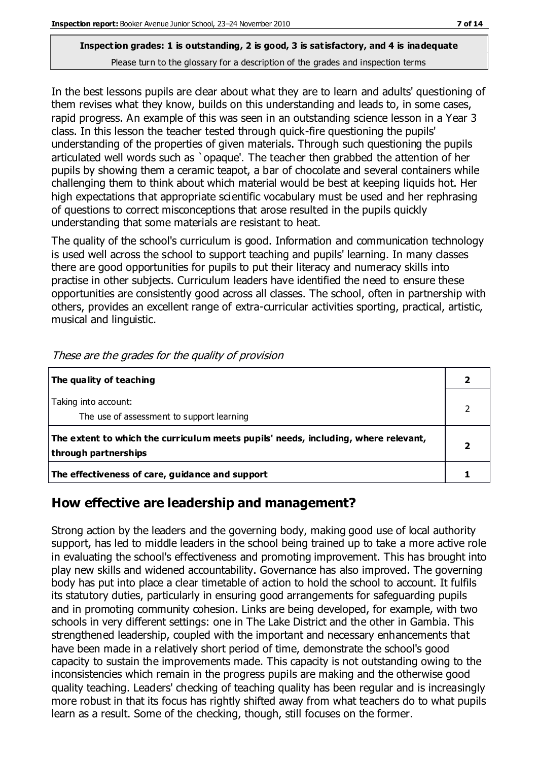**Inspection grades: 1 is outstanding, 2 is good, 3 is satisfactory, and 4 is inadequate**
Please turn to the glossary for a description of the grades and inspection terms

In the best lessons pupils are clear about what they are to learn and adults' questioning of them revises what they know, builds on this understanding and leads to, in some cases, rapid progress. An example of this was seen in an outstanding science lesson in a Year 3 class. In this lesson the teacher tested through quick-fire questioning the pupils' understanding of the properties of given materials. Through such questioning the pupils articulated well words such as `opaque'. The teacher then grabbed the attention of her pupils by showing them a ceramic teapot, a bar of chocolate and several containers while challenging them to think about which material would be best at keeping liquids hot. Her high expectations that appropriate scientific vocabulary must be used and her rephrasing of questions to correct misconceptions that arose resulted in the pupils quickly understanding that some materials are resistant to heat.

The quality of the school's curriculum is good. Information and communication technology is used well across the school to support teaching and pupils' learning. In many classes there are good opportunities for pupils to put their literacy and numeracy skills into practise in other subjects. Curriculum leaders have identified the need to ensure these opportunities are consistently good across all classes. The school, often in partnership with others, provides an excellent range of extra-curricular activities sporting, practical, artistic, musical and linguistic.

*These are the grades for the quality of provision*

| | |
|---|---|
| **The quality of teaching** | **2** |
| Taking into account:<br>The use of assessment to support learning | 2 |
| **The extent to which the curriculum meets pupils' needs, including, where relevant, through partnerships** | **2** |
| **The effectiveness of care, guidance and support** | **1** |

## How effective are leadership and management?

Strong action by the leaders and the governing body, making good use of local authority support, has led to middle leaders in the school being trained up to take a more active role in evaluating the school's effectiveness and promoting improvement. This has brought into play new skills and widened accountability. Governance has also improved. The governing body has put into place a clear timetable of action to hold the school to account. It fulfils its statutory duties, particularly in ensuring good arrangements for safeguarding pupils and in promoting community cohesion. Links are being developed, for example, with two schools in very different settings: one in The Lake District and the other in Gambia. This strengthened leadership, coupled with the important and necessary enhancements that have been made in a relatively short period of time, demonstrate the school's good capacity to sustain the improvements made. This capacity is not outstanding owing to the inconsistencies which remain in the progress pupils are making and the otherwise good quality teaching. Leaders' checking of teaching quality has been regular and is increasingly more robust in that its focus has rightly shifted away from what teachers do to what pupils learn as a result. Some of the checking, though, still focuses on the former.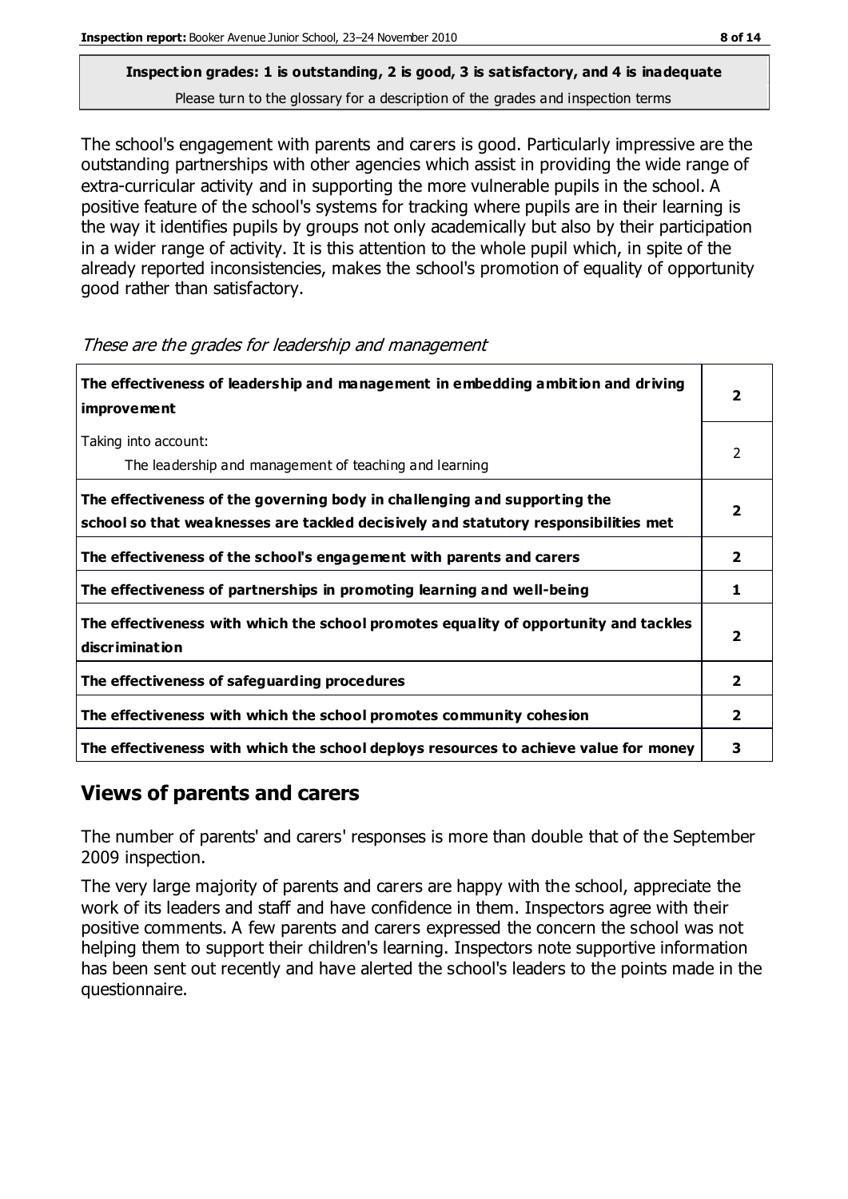**Inspection grades: 1 is outstanding, 2 is good, 3 is satisfactory, and 4 is inadequate**
Please turn to the glossary for a description of the grades and inspection terms

The school's engagement with parents and carers is good. Particularly impressive are the outstanding partnerships with other agencies which assist in providing the wide range of extra-curricular activity and in supporting the more vulnerable pupils in the school. A positive feature of the school's systems for tracking where pupils are in their learning is the way it identifies pupils by groups not only academically but also by their participation in a wider range of activity. It is this attention to the whole pupil which, in spite of the already reported inconsistencies, makes the school's promotion of equality of opportunity good rather than satisfactory.

*These are the grades for leadership and management*

| | |
|---|---|
| **The effectiveness of leadership and management in embedding ambition and driving improvement** | **2** |
| Taking into account: The leadership and management of teaching and learning | 2 |
| **The effectiveness of the governing body in challenging and supporting the school so that weaknesses are tackled decisively and statutory responsibilities met** | **2** |
| **The effectiveness of the school's engagement with parents and carers** | **2** |
| **The effectiveness of partnerships in promoting learning and well-being** | **1** |
| **The effectiveness with which the school promotes equality of opportunity and tackles discrimination** | **2** |
| **The effectiveness of safeguarding procedures** | **2** |
| **The effectiveness with which the school promotes community cohesion** | **2** |
| **The effectiveness with which the school deploys resources to achieve value for money** | **3** |

## Views of parents and carers

The number of parents' and carers' responses is more than double that of the September 2009 inspection.

The very large majority of parents and carers are happy with the school, appreciate the work of its leaders and staff and have confidence in them. Inspectors agree with their positive comments. A few parents and carers expressed the concern the school was not helping them to support their children's learning. Inspectors note supportive information has been sent out recently and have alerted the school's leaders to the points made in the questionnaire.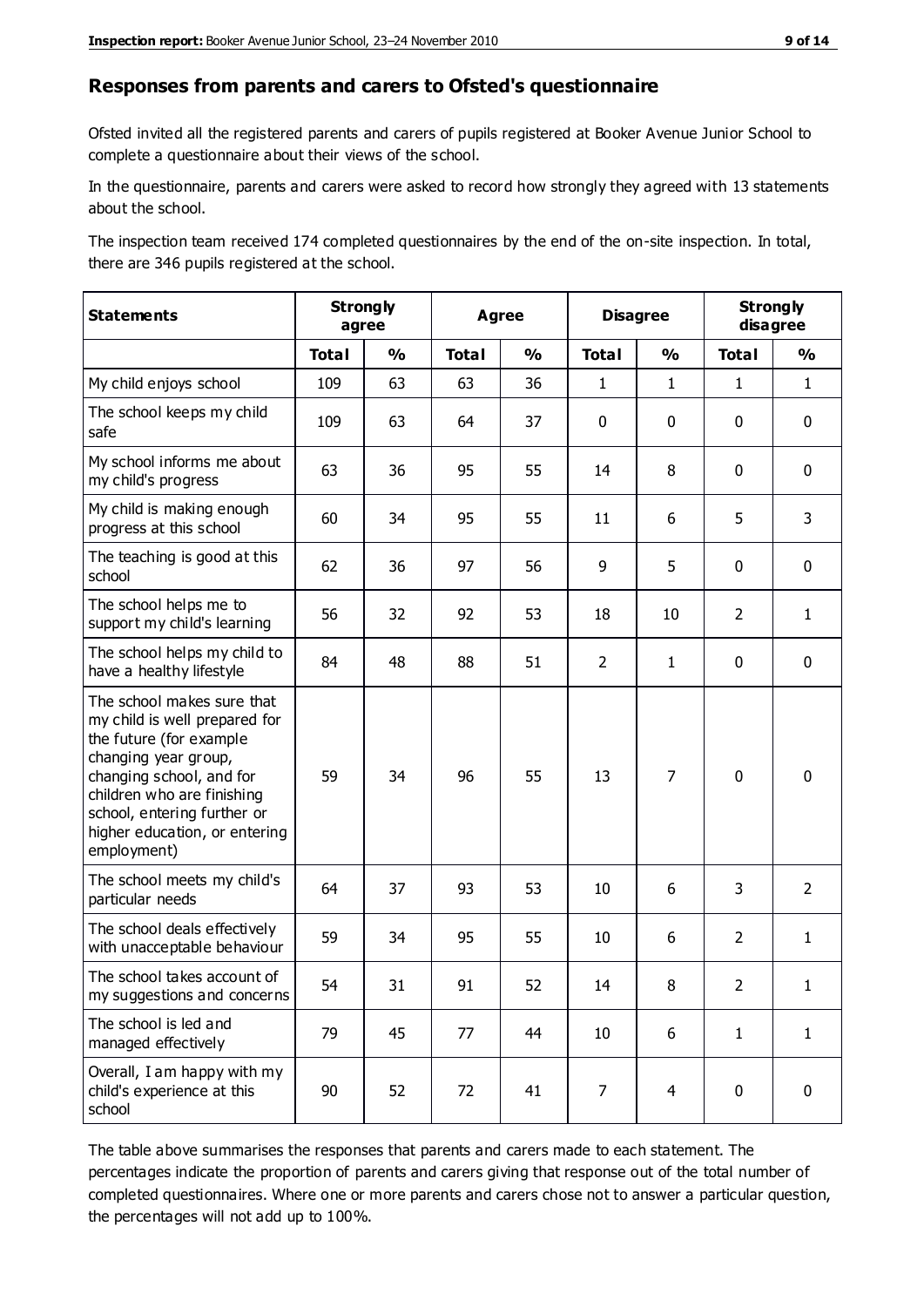## Responses from parents and carers to Ofsted's questionnaire

Ofsted invited all the registered parents and carers of pupils registered at Booker Avenue Junior School to complete a questionnaire about their views of the school.

In the questionnaire, parents and carers were asked to record how strongly they agreed with 13 statements about the school.

The inspection team received 174 completed questionnaires by the end of the on-site inspection. In total, there are 346 pupils registered at the school.

| Statements | Strongly agree | | Agree | | Disagree | | Strongly disagree | |
|---|---|---|---|---|---|---|---|---|
| | Total | % | Total | % | Total | % | Total | % |
| My child enjoys school | 109 | 63 | 63 | 36 | 1 | 1 | 1 | 1 |
| The school keeps my child safe | 109 | 63 | 64 | 37 | 0 | 0 | 0 | 0 |
| My school informs me about my child's progress | 63 | 36 | 95 | 55 | 14 | 8 | 0 | 0 |
| My child is making enough progress at this school | 60 | 34 | 95 | 55 | 11 | 6 | 5 | 3 |
| The teaching is good at this school | 62 | 36 | 97 | 56 | 9 | 5 | 0 | 0 |
| The school helps me to support my child's learning | 56 | 32 | 92 | 53 | 18 | 10 | 2 | 1 |
| The school helps my child to have a healthy lifestyle | 84 | 48 | 88 | 51 | 2 | 1 | 0 | 0 |
| The school makes sure that my child is well prepared for the future (for example changing year group, changing school, and for children who are finishing school, entering further or higher education, or entering employment) | 59 | 34 | 96 | 55 | 13 | 7 | 0 | 0 |
| The school meets my child's particular needs | 64 | 37 | 93 | 53 | 10 | 6 | 3 | 2 |
| The school deals effectively with unacceptable behaviour | 59 | 34 | 95 | 55 | 10 | 6 | 2 | 1 |
| The school takes account of my suggestions and concerns | 54 | 31 | 91 | 52 | 14 | 8 | 2 | 1 |
| The school is led and managed effectively | 79 | 45 | 77 | 44 | 10 | 6 | 1 | 1 |
| Overall, I am happy with my child's experience at this school | 90 | 52 | 72 | 41 | 7 | 4 | 0 | 0 |

The table above summarises the responses that parents and carers made to each statement. The percentages indicate the proportion of parents and carers giving that response out of the total number of completed questionnaires. Where one or more parents and carers chose not to answer a particular question, the percentages will not add up to 100%.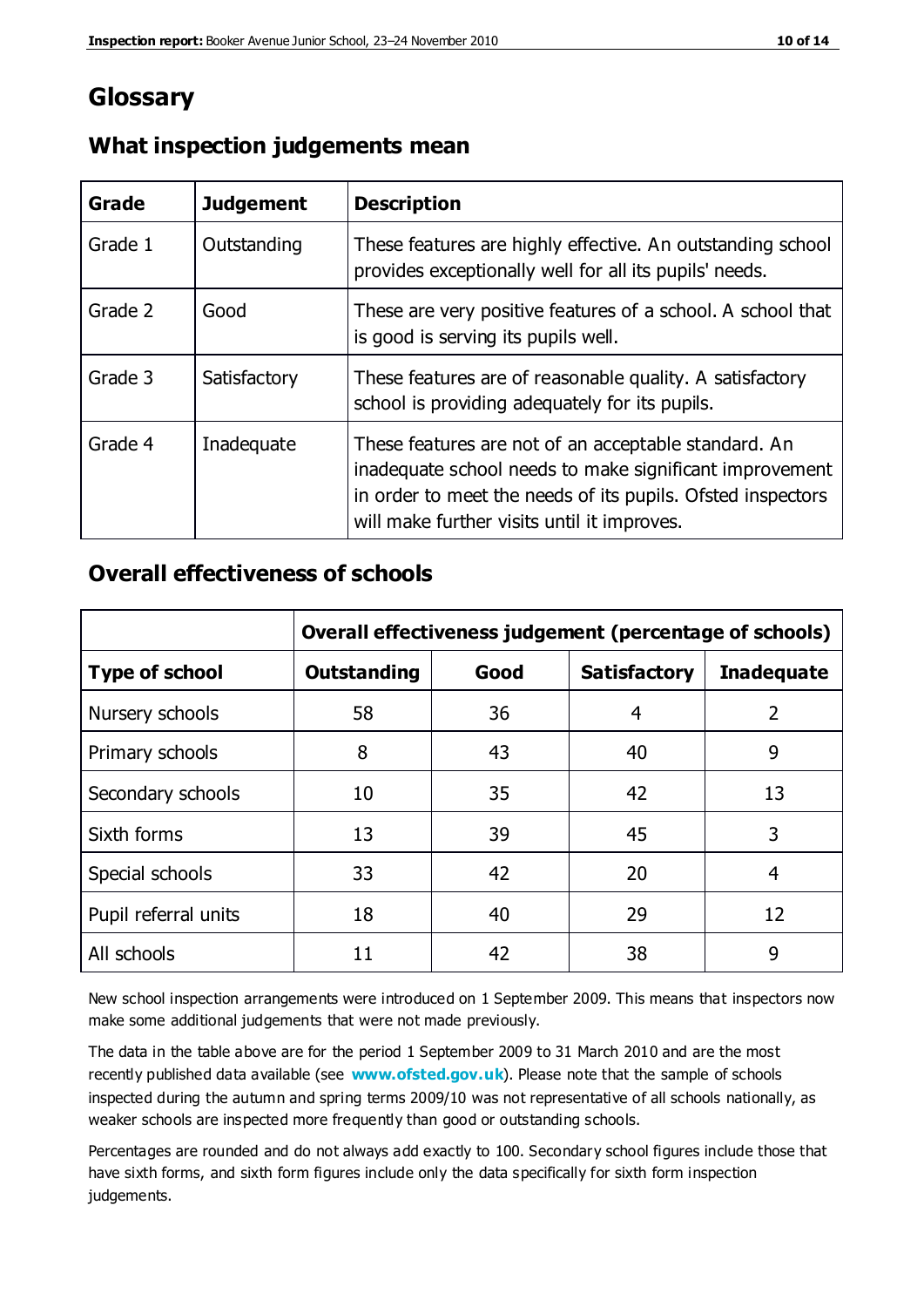# Glossary

## What inspection judgements mean

| Grade | Judgement | Description |
| --- | --- | --- |
| Grade 1 | Outstanding | These features are highly effective. An outstanding school provides exceptionally well for all its pupils' needs. |
| Grade 2 | Good | These are very positive features of a school. A school that is good is serving its pupils well. |
| Grade 3 | Satisfactory | These features are of reasonable quality. A satisfactory school is providing adequately for its pupils. |
| Grade 4 | Inadequate | These features are not of an acceptable standard. An inadequate school needs to make significant improvement in order to meet the needs of its pupils. Ofsted inspectors will make further visits until it improves. |

## Overall effectiveness of schools

| | Overall effectiveness judgement (percentage of schools) | | | |
| --- | --- | --- | --- | --- |
| **Type of school** | **Outstanding** | **Good** | **Satisfactory** | **Inadequate** |
| Nursery schools | 58 | 36 | 4 | 2 |
| Primary schools | 8 | 43 | 40 | 9 |
| Secondary schools | 10 | 35 | 42 | 13 |
| Sixth forms | 13 | 39 | 45 | 3 |
| Special schools | 33 | 42 | 20 | 4 |
| Pupil referral units | 18 | 40 | 29 | 12 |
| All schools | 11 | 42 | 38 | 9 |

New school inspection arrangements were introduced on 1 September 2009. This means that inspectors now make some additional judgements that were not made previously.

The data in the table above are for the period 1 September 2009 to 31 March 2010 and are the most recently published data available (see **www.ofsted.gov.uk**). Please note that the sample of schools inspected during the autumn and spring terms 2009/10 was not representative of all schools nationally, as weaker schools are inspected more frequently than good or outstanding schools.

Percentages are rounded and do not always add exactly to 100. Secondary school figures include those that have sixth forms, and sixth form figures include only the data specifically for sixth form inspection judgements.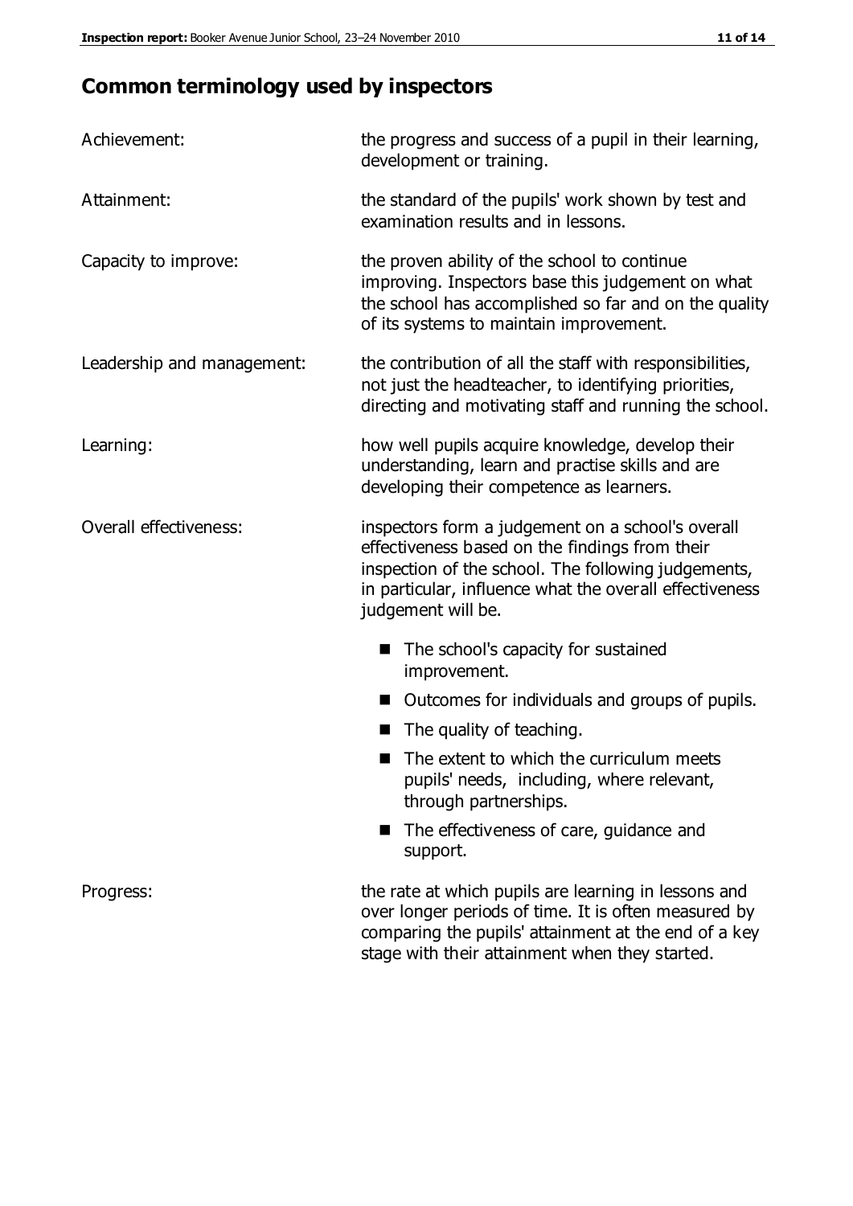## Common terminology used by inspectors

| | |
|---|---|
| Achievement: | the progress and success of a pupil in their learning, development or training. |
| Attainment: | the standard of the pupils' work shown by test and examination results and in lessons. |
| Capacity to improve: | the proven ability of the school to continue improving. Inspectors base this judgement on what the school has accomplished so far and on the quality of its systems to maintain improvement. |
| Leadership and management: | the contribution of all the staff with responsibilities, not just the headteacher, to identifying priorities, directing and motivating staff and running the school. |
| Learning: | how well pupils acquire knowledge, develop their understanding, learn and practise skills and are developing their competence as learners. |
| Overall effectiveness: | inspectors form a judgement on a school's overall effectiveness based on the findings from their inspection of the school. The following judgements, in particular, influence what the overall effectiveness judgement will be. |

- The school's capacity for sustained improvement.
- Outcomes for individuals and groups of pupils.
- The quality of teaching.
- The extent to which the curriculum meets pupils' needs, including, where relevant, through partnerships.
- The effectiveness of care, guidance and support.

| | |
|---|---|
| Progress: | the rate at which pupils are learning in lessons and over longer periods of time. It is often measured by comparing the pupils' attainment at the end of a key stage with their attainment when they started. |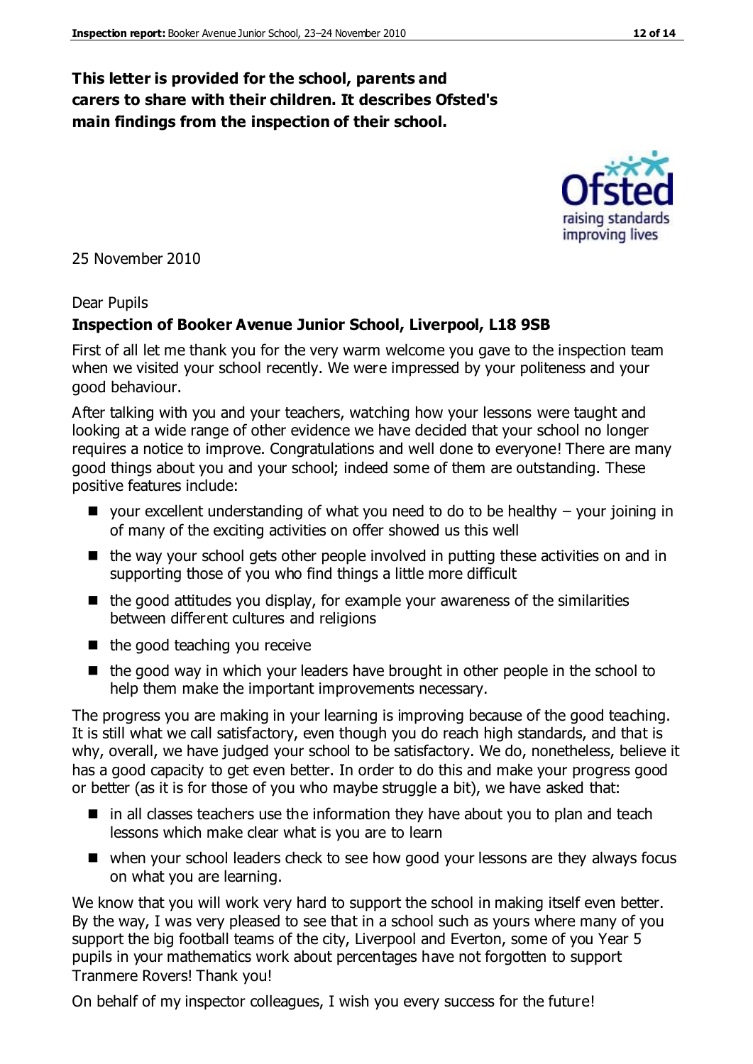**This letter is provided for the school, parents and carers to share with their children. It describes Ofsted's main findings from the inspection of their school.**

25 November 2010

Dear Pupils

**Inspection of Booker Avenue Junior School, Liverpool, L18 9SB**

First of all let me thank you for the very warm welcome you gave to the inspection team when we visited your school recently. We were impressed by your politeness and your good behaviour.

After talking with you and your teachers, watching how your lessons were taught and looking at a wide range of other evidence we have decided that your school no longer requires a notice to improve. Congratulations and well done to everyone! There are many good things about you and your school; indeed some of them are outstanding. These positive features include:

- your excellent understanding of what you need to do to be healthy – your joining in of many of the exciting activities on offer showed us this well
- the way your school gets other people involved in putting these activities on and in supporting those of you who find things a little more difficult
- the good attitudes you display, for example your awareness of the similarities between different cultures and religions
- the good teaching you receive
- the good way in which your leaders have brought in other people in the school to help them make the important improvements necessary.

The progress you are making in your learning is improving because of the good teaching. It is still what we call satisfactory, even though you do reach high standards, and that is why, overall, we have judged your school to be satisfactory. We do, nonetheless, believe it has a good capacity to get even better. In order to do this and make your progress good or better (as it is for those of you who maybe struggle a bit), we have asked that:

- in all classes teachers use the information they have about you to plan and teach lessons which make clear what is you are to learn
- when your school leaders check to see how good your lessons are they always focus on what you are learning.

We know that you will work very hard to support the school in making itself even better. By the way, I was very pleased to see that in a school such as yours where many of you support the big football teams of the city, Liverpool and Everton, some of you Year 5 pupils in your mathematics work about percentages have not forgotten to support Tranmere Rovers! Thank you!

On behalf of my inspector colleagues, I wish you every success for the future!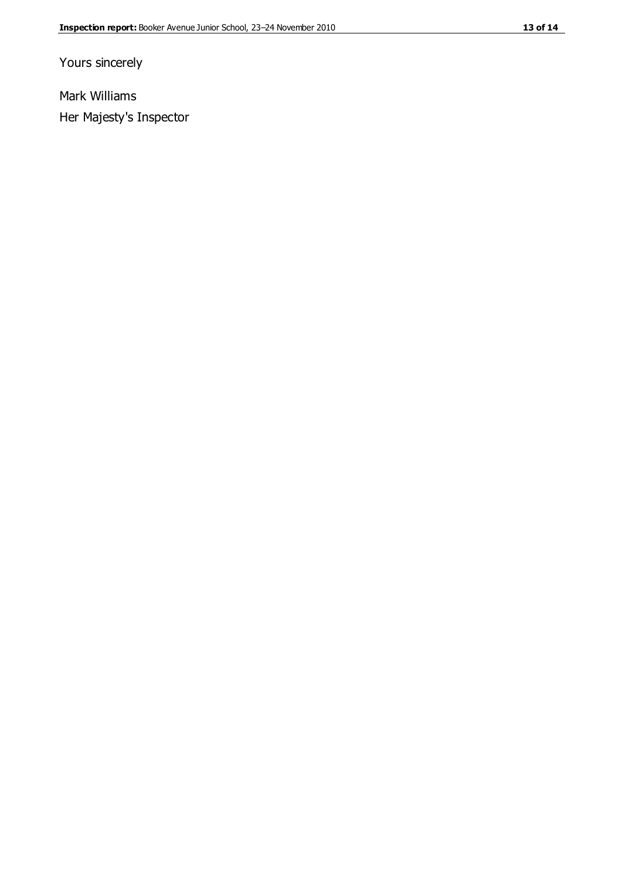Yours sincerely

Mark Williams

Her Majesty's Inspector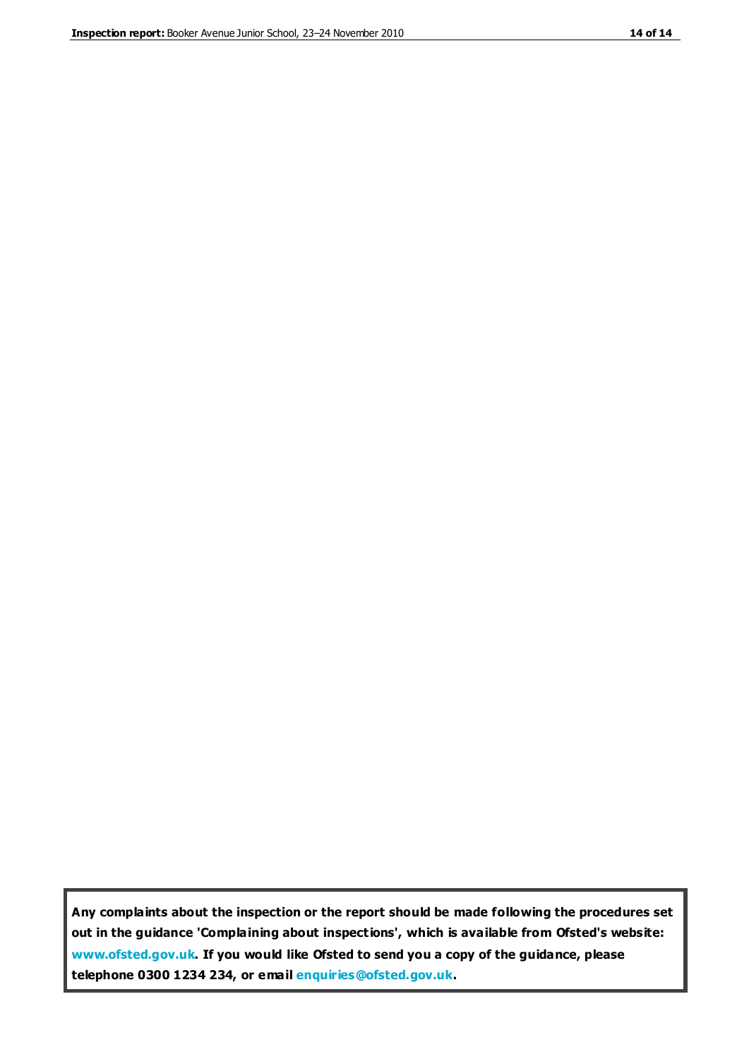**Any complaints about the inspection or the report should be made following the procedures set out in the guidance 'Complaining about inspections', which is available from Ofsted's website: www.ofsted.gov.uk. If you would like Ofsted to send you a copy of the guidance, please telephone 0300 1234 234, or email enquiries@ofsted.gov.uk.**